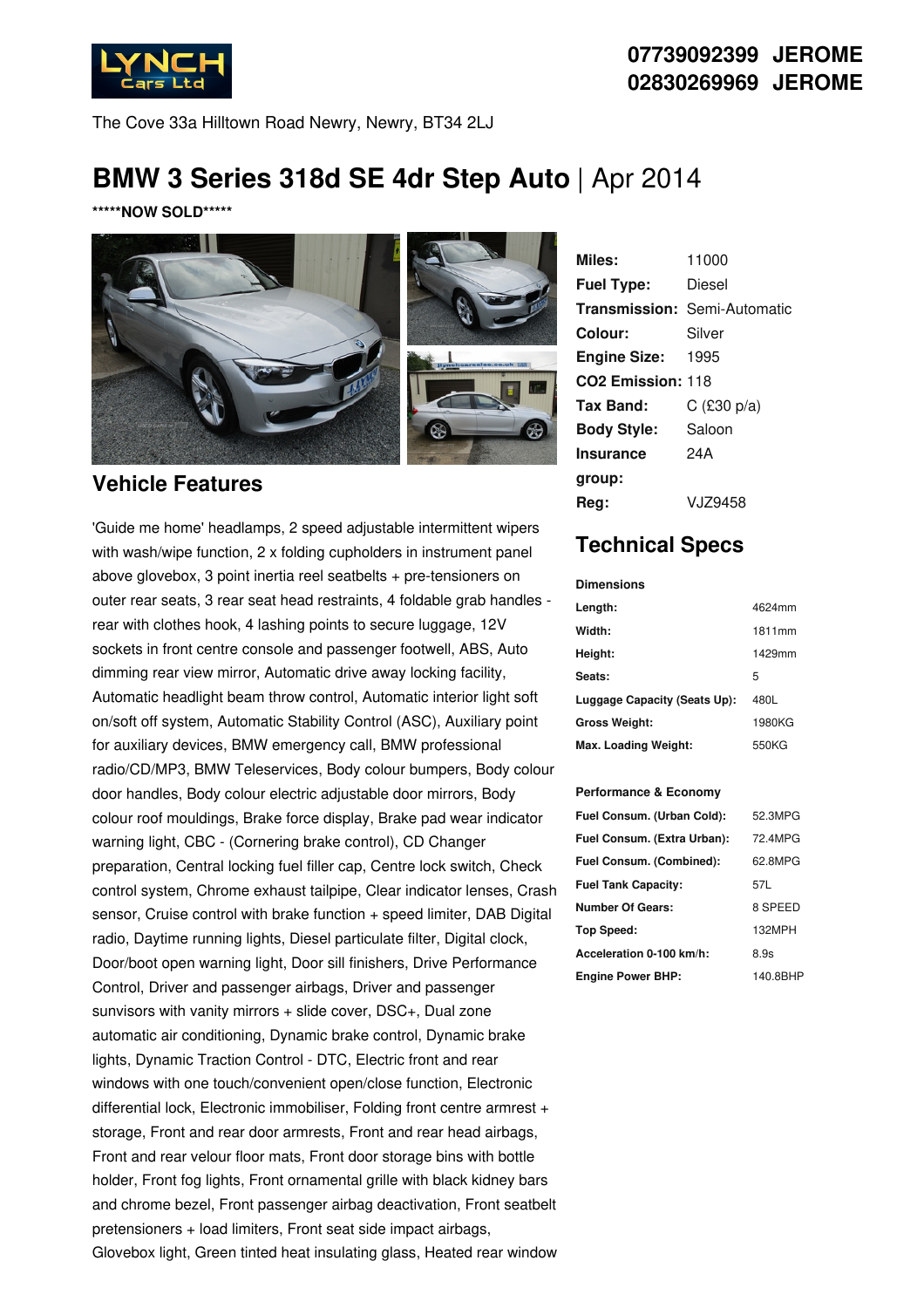07739092399 JEROME
02830269969 JEROME

The Cove 33a Hilltown Road Newry, Newry, BT34 2LJ

# BMW 3 Series 318d SE 4dr Step Auto | Apr 2014

*****NOW SOLD*****

| | |
|---|---|
| **Miles:** | 11000 |
| **Fuel Type:** | Diesel |
| **Transmission:** | Semi-Automatic |
| **Colour:** | Silver |
| **Engine Size:** | 1995 |
| **CO2 Emission:** | 118 |
| **Tax Band:** | C (£30 p/a) |
| **Body Style:** | Saloon |
| **Insurance group:** | 24A |
| **Reg:** | VJZ9458 |

## Vehicle Features

'Guide me home' headlamps, 2 speed adjustable intermittent wipers with wash/wipe function, 2 x folding cupholders in instrument panel above glovebox, 3 point inertia reel seatbelts + pre-tensioners on outer rear seats, 3 rear seat head restraints, 4 foldable grab handles - rear with clothes hook, 4 lashing points to secure luggage, 12V sockets in front centre console and passenger footwell, ABS, Auto dimming rear view mirror, Automatic drive away locking facility, Automatic headlight beam throw control, Automatic interior light soft on/soft off system, Automatic Stability Control (ASC), Auxiliary point for auxiliary devices, BMW emergency call, BMW professional radio/CD/MP3, BMW Teleservices, Body colour bumpers, Body colour door handles, Body colour electric adjustable door mirrors, Body colour roof mouldings, Brake force display, Brake pad wear indicator warning light, CBC - (Cornering brake control), CD Changer preparation, Central locking fuel filler cap, Centre lock switch, Check control system, Chrome exhaust tailpipe, Clear indicator lenses, Crash sensor, Cruise control with brake function + speed limiter, DAB Digital radio, Daytime running lights, Diesel particulate filter, Digital clock, Door/boot open warning light, Door sill finishers, Drive Performance Control, Driver and passenger airbags, Driver and passenger sunvisors with vanity mirrors + slide cover, DSC+, Dual zone automatic air conditioning, Dynamic brake control, Dynamic brake lights, Dynamic Traction Control - DTC, Electric front and rear windows with one touch/convenient open/close function, Electronic differential lock, Electronic immobiliser, Folding front centre armrest + storage, Front and rear door armrests, Front and rear head airbags, Front and rear velour floor mats, Front door storage bins with bottle holder, Front fog lights, Front ornamental grille with black kidney bars and chrome bezel, Front passenger airbag deactivation, Front seatbelt pretensioners + load limiters, Front seat side impact airbags, Glovebox light, Green tinted heat insulating glass, Heated rear window

## Technical Specs

**Dimensions**

| | |
|---|---|
| **Length:** | 4624mm |
| **Width:** | 1811mm |
| **Height:** | 1429mm |
| **Seats:** | 5 |
| **Luggage Capacity (Seats Up):** | 480L |
| **Gross Weight:** | 1980KG |
| **Max. Loading Weight:** | 550KG |

**Performance & Economy**

| | |
|---|---|
| **Fuel Consum. (Urban Cold):** | 52.3MPG |
| **Fuel Consum. (Extra Urban):** | 72.4MPG |
| **Fuel Consum. (Combined):** | 62.8MPG |
| **Fuel Tank Capacity:** | 57L |
| **Number Of Gears:** | 8 SPEED |
| **Top Speed:** | 132MPH |
| **Acceleration 0-100 km/h:** | 8.9s |
| **Engine Power BHP:** | 140.8BHP |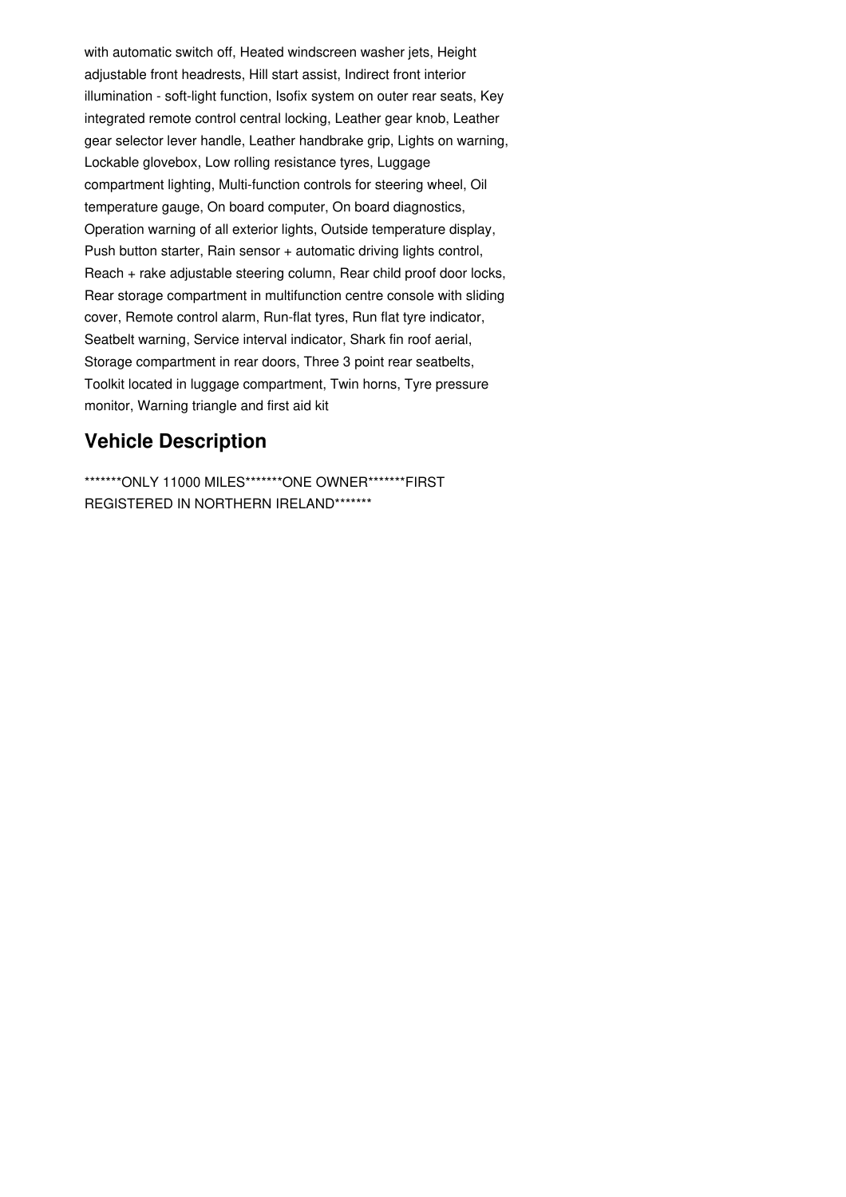with automatic switch off, Heated windscreen washer jets, Height adjustable front headrests, Hill start assist, Indirect front interior illumination - soft-light function, Isofix system on outer rear seats, Key integrated remote control central locking, Leather gear knob, Leather gear selector lever handle, Leather handbrake grip, Lights on warning, Lockable glovebox, Low rolling resistance tyres, Luggage compartment lighting, Multi-function controls for steering wheel, Oil temperature gauge, On board computer, On board diagnostics, Operation warning of all exterior lights, Outside temperature display, Push button starter, Rain sensor + automatic driving lights control, Reach + rake adjustable steering column, Rear child proof door locks, Rear storage compartment in multifunction centre console with sliding cover, Remote control alarm, Run-flat tyres, Run flat tyre indicator, Seatbelt warning, Service interval indicator, Shark fin roof aerial, Storage compartment in rear doors, Three 3 point rear seatbelts, Toolkit located in luggage compartment, Twin horns, Tyre pressure monitor, Warning triangle and first aid kit

## Vehicle Description

*******ONLY 11000 MILES*******ONE OWNER*******FIRST REGISTERED IN NORTHERN IRELAND*******